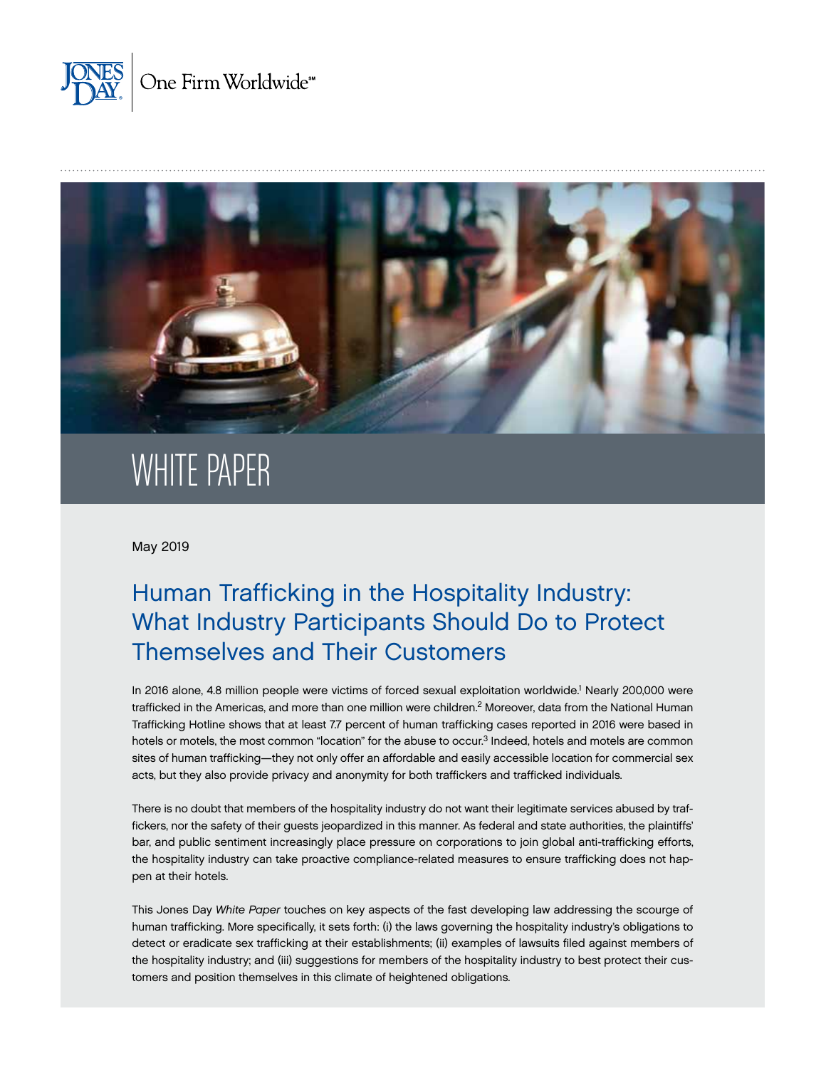# WHITE PAPER

May 2019

## Human Trafficking in the Hospitality Industry: What Industry Participants Should Do to Protect Themselves and Their Customers

In 2016 alone, 4.8 million people were victims of forced sexual exploitation worldwide.[1] Nearly 200,000 were trafficked in the Americas, and more than one million were children.[2] Moreover, data from the National Human Trafficking Hotline shows that at least 7.7 percent of human trafficking cases reported in 2016 were based in hotels or motels, the most common "location" for the abuse to occur.[3] Indeed, hotels and motels are common sites of human trafficking—they not only offer an affordable and easily accessible location for commercial sex acts, but they also provide privacy and anonymity for both traffickers and trafficked individuals.

There is no doubt that members of the hospitality industry do not want their legitimate services abused by traffickers, nor the safety of their guests jeopardized in this manner. As federal and state authorities, the plaintiffs' bar, and public sentiment increasingly place pressure on corporations to join global anti-trafficking efforts, the hospitality industry can take proactive compliance-related measures to ensure trafficking does not happen at their hotels.

This Jones Day *White Paper* touches on key aspects of the fast developing law addressing the scourge of human trafficking. More specifically, it sets forth: (i) the laws governing the hospitality industry's obligations to detect or eradicate sex trafficking at their establishments; (ii) examples of lawsuits filed against members of the hospitality industry; and (iii) suggestions for members of the hospitality industry to best protect their customers and position themselves in this climate of heightened obligations.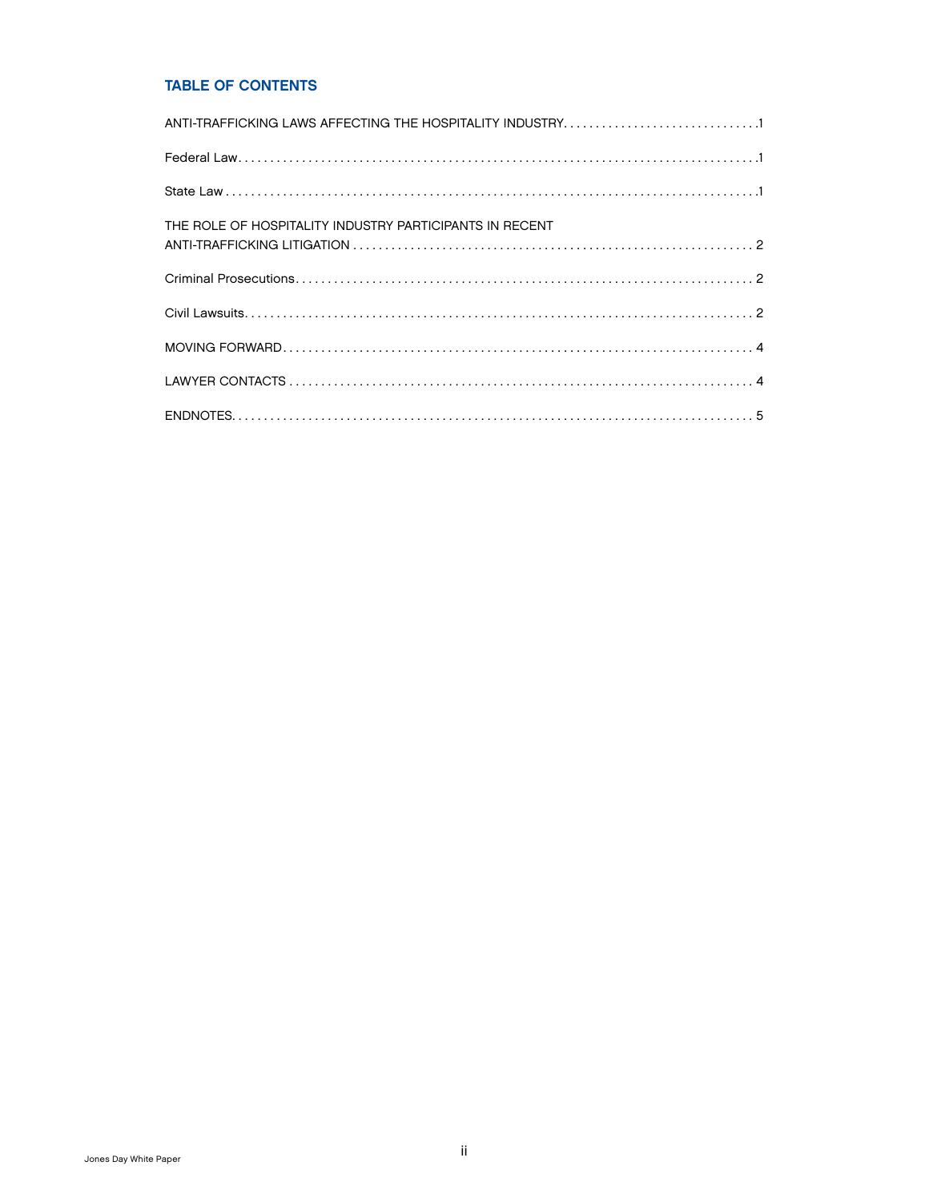## TABLE OF CONTENTS

ANTI-TRAFFICKING LAWS AFFECTING THE HOSPITALITY INDUSTRY . . . . . . . . . . . . . . . . . . . . . . . . . . . . . . 1

Federal Law . . . . . . . . . . . . . . . . . . . . . . . . . . . . . . . . . . . . . . . . . . . . . . . . . . . . . . . . . . . . . . . . . . . . . . . . . . . 1

State Law . . . . . . . . . . . . . . . . . . . . . . . . . . . . . . . . . . . . . . . . . . . . . . . . . . . . . . . . . . . . . . . . . . . . . . . . . . . . 1

THE ROLE OF HOSPITALITY INDUSTRY PARTICIPANTS IN RECENT ANTI-TRAFFICKING LITIGATION . . . . . . . . . . . . . . . . . . . . . . . . . . . . . . . . . . . . . . . . . . . . . . . . . . . . . . . . . . . . . . . 2

Criminal Prosecutions . . . . . . . . . . . . . . . . . . . . . . . . . . . . . . . . . . . . . . . . . . . . . . . . . . . . . . . . . . . . . . . . . . 2

Civil Lawsuits . . . . . . . . . . . . . . . . . . . . . . . . . . . . . . . . . . . . . . . . . . . . . . . . . . . . . . . . . . . . . . . . . . . . . . . . . 2

MOVING FORWARD . . . . . . . . . . . . . . . . . . . . . . . . . . . . . . . . . . . . . . . . . . . . . . . . . . . . . . . . . . . . . . . . . . . 4

LAWYER CONTACTS . . . . . . . . . . . . . . . . . . . . . . . . . . . . . . . . . . . . . . . . . . . . . . . . . . . . . . . . . . . . . . . . . . . 4

ENDNOTES . . . . . . . . . . . . . . . . . . . . . . . . . . . . . . . . . . . . . . . . . . . . . . . . . . . . . . . . . . . . . . . . . . . . . . . . . . . 5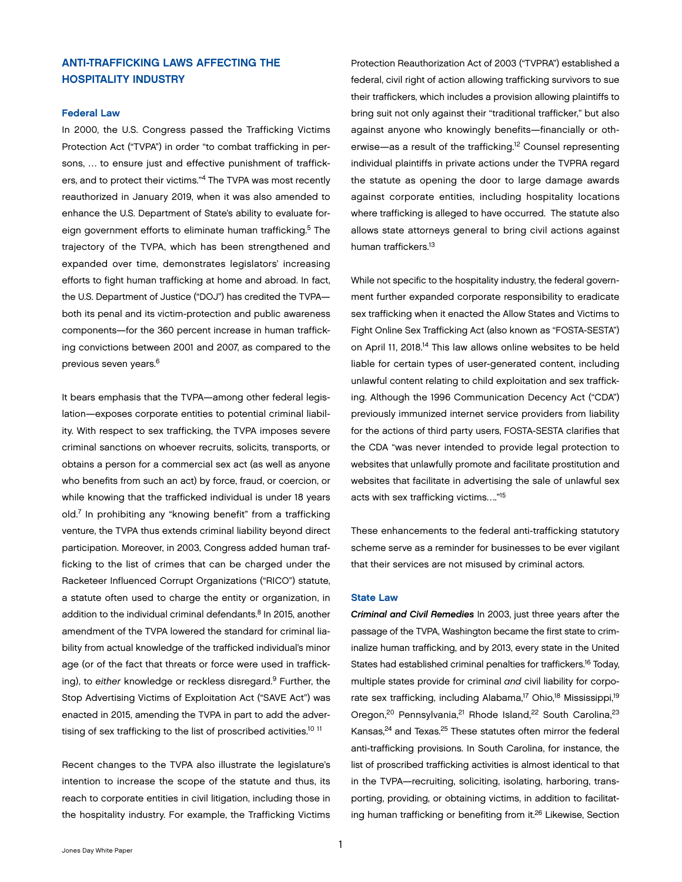## ANTI-TRAFFICKING LAWS AFFECTING THE HOSPITALITY INDUSTRY

### Federal Law

In 2000, the U.S. Congress passed the Trafficking Victims Protection Act ("TVPA") in order "to combat trafficking in persons, … to ensure just and effective punishment of traffickers, and to protect their victims."[4] The TVPA was most recently reauthorized in January 2019, when it was also amended to enhance the U.S. Department of State's ability to evaluate foreign government efforts to eliminate human trafficking.[5] The trajectory of the TVPA, which has been strengthened and expanded over time, demonstrates legislators' increasing efforts to fight human trafficking at home and abroad. In fact, the U.S. Department of Justice ("DOJ") has credited the TVPA—both its penal and its victim-protection and public awareness components—for the 360 percent increase in human trafficking convictions between 2001 and 2007, as compared to the previous seven years.[6]

It bears emphasis that the TVPA—among other federal legislation—exposes corporate entities to potential criminal liability. With respect to sex trafficking, the TVPA imposes severe criminal sanctions on whoever recruits, solicits, transports, or obtains a person for a commercial sex act (as well as anyone who benefits from such an act) by force, fraud, or coercion, or while knowing that the trafficked individual is under 18 years old.[7] In prohibiting any "knowing benefit" from a trafficking venture, the TVPA thus extends criminal liability beyond direct participation. Moreover, in 2003, Congress added human trafficking to the list of crimes that can be charged under the Racketeer Influenced Corrupt Organizations ("RICO") statute, a statute often used to charge the entity or organization, in addition to the individual criminal defendants.[8] In 2015, another amendment of the TVPA lowered the standard for criminal liability from actual knowledge of the trafficked individual's minor age (or of the fact that threats or force were used in trafficking), to *either* knowledge or reckless disregard.[9] Further, the Stop Advertising Victims of Exploitation Act ("SAVE Act") was enacted in 2015, amending the TVPA in part to add the advertising of sex trafficking to the list of proscribed activities.[10] [11]

Recent changes to the TVPA also illustrate the legislature's intention to increase the scope of the statute and thus, its reach to corporate entities in civil litigation, including those in the hospitality industry. For example, the Trafficking Victims Protection Reauthorization Act of 2003 ("TVPRA") established a federal, civil right of action allowing trafficking survivors to sue their traffickers, which includes a provision allowing plaintiffs to bring suit not only against their "traditional trafficker," but also against anyone who knowingly benefits—financially or otherwise—as a result of the trafficking.[12] Counsel representing individual plaintiffs in private actions under the TVPRA regard the statute as opening the door to large damage awards against corporate entities, including hospitality locations where trafficking is alleged to have occurred. The statute also allows state attorneys general to bring civil actions against human traffickers.[13]

While not specific to the hospitality industry, the federal government further expanded corporate responsibility to eradicate sex trafficking when it enacted the Allow States and Victims to Fight Online Sex Trafficking Act (also known as "FOSTA-SESTA") on April 11, 2018.[14] This law allows online websites to be held liable for certain types of user-generated content, including unlawful content relating to child exploitation and sex trafficking. Although the 1996 Communication Decency Act ("CDA") previously immunized internet service providers from liability for the actions of third party users, FOSTA-SESTA clarifies that the CDA "was never intended to provide legal protection to websites that unlawfully promote and facilitate prostitution and websites that facilitate in advertising the sale of unlawful sex acts with sex trafficking victims…."[15]

These enhancements to the federal anti-trafficking statutory scheme serve as a reminder for businesses to be ever vigilant that their services are not misused by criminal actors.

### State Law

***Criminal and Civil Remedies*** In 2003, just three years after the passage of the TVPA, Washington became the first state to criminalize human trafficking, and by 2013, every state in the United States had established criminal penalties for traffickers.[16] Today, multiple states provide for criminal *and* civil liability for corporate sex trafficking, including Alabama,[17] Ohio,[18] Mississippi,[19] Oregon,[20] Pennsylvania,[21] Rhode Island,[22] South Carolina,[23] Kansas,[24] and Texas.[25] These statutes often mirror the federal anti-trafficking provisions. In South Carolina, for instance, the list of proscribed trafficking activities is almost identical to that in the TVPA—recruiting, soliciting, isolating, harboring, transporting, providing, or obtaining victims, in addition to facilitating human trafficking or benefiting from it.[26] Likewise, Section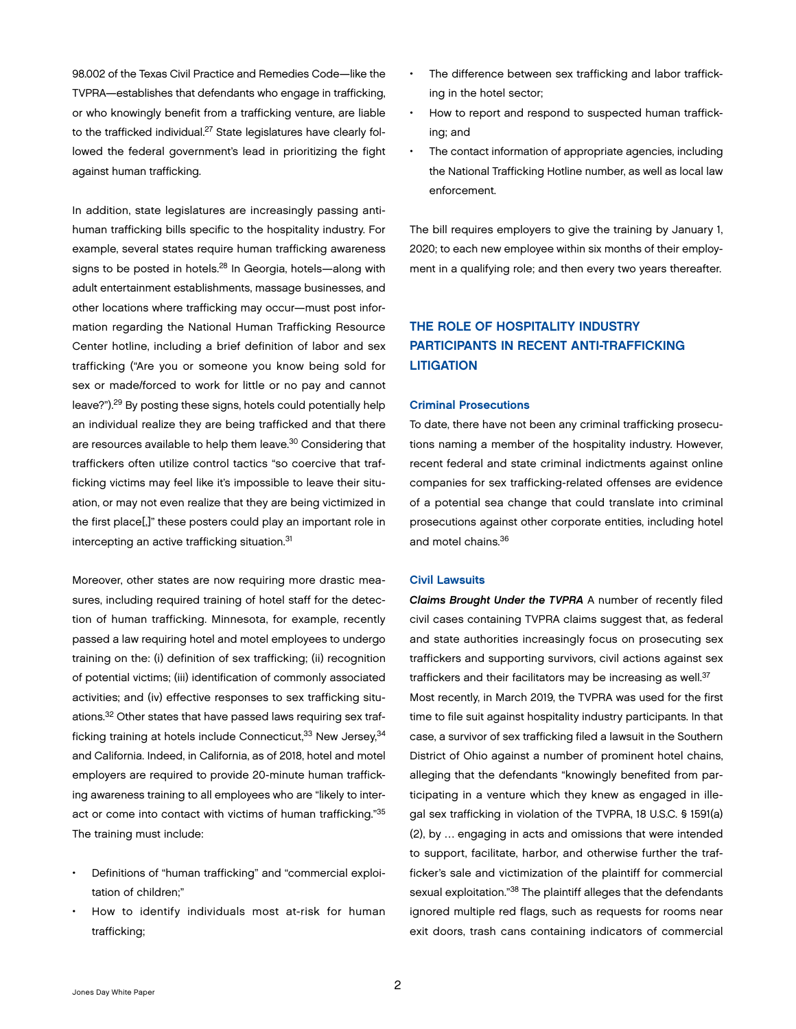98.002 of the Texas Civil Practice and Remedies Code—like the TVPRA—establishes that defendants who engage in trafficking, or who knowingly benefit from a trafficking venture, are liable to the trafficked individual.[27] State legislatures have clearly followed the federal government's lead in prioritizing the fight against human trafficking.

In addition, state legislatures are increasingly passing anti-human trafficking bills specific to the hospitality industry. For example, several states require human trafficking awareness signs to be posted in hotels.[28] In Georgia, hotels—along with adult entertainment establishments, massage businesses, and other locations where trafficking may occur—must post information regarding the National Human Trafficking Resource Center hotline, including a brief definition of labor and sex trafficking ("Are you or someone you know being sold for sex or made/forced to work for little or no pay and cannot leave?").[29] By posting these signs, hotels could potentially help an individual realize they are being trafficked and that there are resources available to help them leave.[30] Considering that traffickers often utilize control tactics "so coercive that trafficking victims may feel like it's impossible to leave their situation, or may not even realize that they are being victimized in the first place[,]" these posters could play an important role in intercepting an active trafficking situation.[31]

Moreover, other states are now requiring more drastic measures, including required training of hotel staff for the detection of human trafficking. Minnesota, for example, recently passed a law requiring hotel and motel employees to undergo training on the: (i) definition of sex trafficking; (ii) recognition of potential victims; (iii) identification of commonly associated activities; and (iv) effective responses to sex trafficking situations.[32] Other states that have passed laws requiring sex trafficking training at hotels include Connecticut,[33] New Jersey,[34] and California. Indeed, in California, as of 2018, hotel and motel employers are required to provide 20-minute human trafficking awareness training to all employees who are "likely to interact or come into contact with victims of human trafficking."[35] The training must include:

- Definitions of "human trafficking" and "commercial exploitation of children;"
- How to identify individuals most at-risk for human trafficking;
- The difference between sex trafficking and labor trafficking in the hotel sector;
- How to report and respond to suspected human trafficking; and
- The contact information of appropriate agencies, including the National Trafficking Hotline number, as well as local law enforcement.

The bill requires employers to give the training by January 1, 2020; to each new employee within six months of their employment in a qualifying role; and then every two years thereafter.

## THE ROLE OF HOSPITALITY INDUSTRY PARTICIPANTS IN RECENT ANTI-TRAFFICKING LITIGATION

### Criminal Prosecutions

To date, there have not been any criminal trafficking prosecutions naming a member of the hospitality industry. However, recent federal and state criminal indictments against online companies for sex trafficking-related offenses are evidence of a potential sea change that could translate into criminal prosecutions against other corporate entities, including hotel and motel chains.[36]

### Civil Lawsuits

***Claims Brought Under the TVPRA*** A number of recently filed civil cases containing TVPRA claims suggest that, as federal and state authorities increasingly focus on prosecuting sex traffickers and supporting survivors, civil actions against sex traffickers and their facilitators may be increasing as well.[37]

Most recently, in March 2019, the TVPRA was used for the first time to file suit against hospitality industry participants. In that case, a survivor of sex trafficking filed a lawsuit in the Southern District of Ohio against a number of prominent hotel chains, alleging that the defendants "knowingly benefited from participating in a venture which they knew as engaged in illegal sex trafficking in violation of the TVPRA, 18 U.S.C. § 1591(a)(2), by … engaging in acts and omissions that were intended to support, facilitate, harbor, and otherwise further the trafficker's sale and victimization of the plaintiff for commercial sexual exploitation."[38] The plaintiff alleges that the defendants ignored multiple red flags, such as requests for rooms near exit doors, trash cans containing indicators of commercial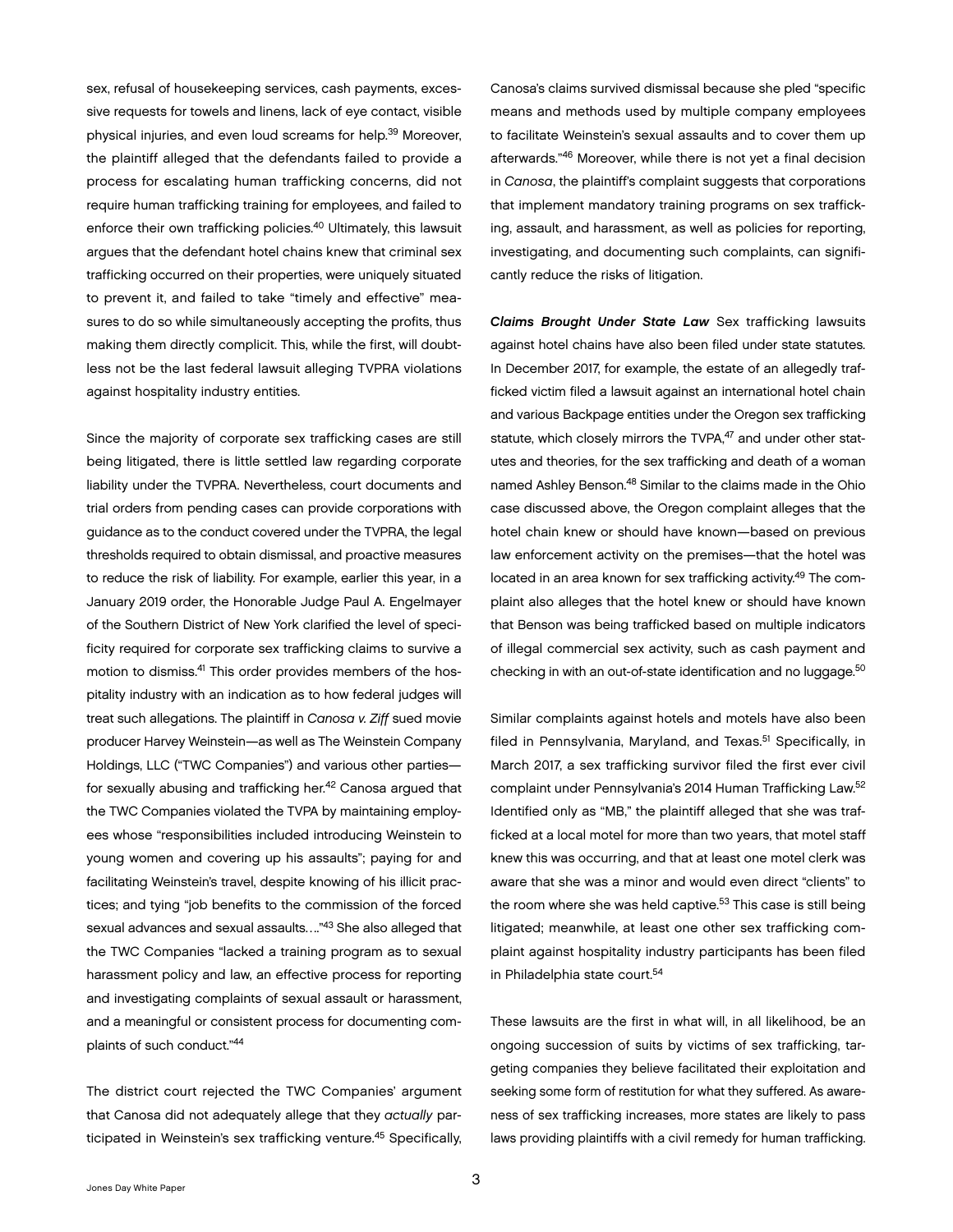sex, refusal of housekeeping services, cash payments, excessive requests for towels and linens, lack of eye contact, visible physical injuries, and even loud screams for help.[39] Moreover, the plaintiff alleged that the defendants failed to provide a process for escalating human trafficking concerns, did not require human trafficking training for employees, and failed to enforce their own trafficking policies.[40] Ultimately, this lawsuit argues that the defendant hotel chains knew that criminal sex trafficking occurred on their properties, were uniquely situated to prevent it, and failed to take "timely and effective" measures to do so while simultaneously accepting the profits, thus making them directly complicit. This, while the first, will doubtless not be the last federal lawsuit alleging TVPRA violations against hospitality industry entities.

Since the majority of corporate sex trafficking cases are still being litigated, there is little settled law regarding corporate liability under the TVPRA. Nevertheless, court documents and trial orders from pending cases can provide corporations with guidance as to the conduct covered under the TVPRA, the legal thresholds required to obtain dismissal, and proactive measures to reduce the risk of liability. For example, earlier this year, in a January 2019 order, the Honorable Judge Paul A. Engelmayer of the Southern District of New York clarified the level of specificity required for corporate sex trafficking claims to survive a motion to dismiss.[41] This order provides members of the hospitality industry with an indication as to how federal judges will treat such allegations. The plaintiff in *Canosa v. Ziff* sued movie producer Harvey Weinstein—as well as The Weinstein Company Holdings, LLC ("TWC Companies") and various other parties—for sexually abusing and trafficking her.[42] Canosa argued that the TWC Companies violated the TVPA by maintaining employees whose "responsibilities included introducing Weinstein to young women and covering up his assaults"; paying for and facilitating Weinstein's travel, despite knowing of his illicit practices; and tying "job benefits to the commission of the forced sexual advances and sexual assaults…."[43] She also alleged that the TWC Companies "lacked a training program as to sexual harassment policy and law, an effective process for reporting and investigating complaints of sexual assault or harassment, and a meaningful or consistent process for documenting complaints of such conduct."[44]

The district court rejected the TWC Companies' argument that Canosa did not adequately allege that they *actually* participated in Weinstein's sex trafficking venture.[45] Specifically, Canosa's claims survived dismissal because she pled "specific means and methods used by multiple company employees to facilitate Weinstein's sexual assaults and to cover them up afterwards."[46] Moreover, while there is not yet a final decision in *Canosa*, the plaintiff's complaint suggests that corporations that implement mandatory training programs on sex trafficking, assault, and harassment, as well as policies for reporting, investigating, and documenting such complaints, can significantly reduce the risks of litigation.

***Claims Brought Under State Law*** Sex trafficking lawsuits against hotel chains have also been filed under state statutes. In December 2017, for example, the estate of an allegedly trafficked victim filed a lawsuit against an international hotel chain and various Backpage entities under the Oregon sex trafficking statute, which closely mirrors the TVPA,[47] and under other statutes and theories, for the sex trafficking and death of a woman named Ashley Benson.[48] Similar to the claims made in the Ohio case discussed above, the Oregon complaint alleges that the hotel chain knew or should have known—based on previous law enforcement activity on the premises—that the hotel was located in an area known for sex trafficking activity.[49] The complaint also alleges that the hotel knew or should have known that Benson was being trafficked based on multiple indicators of illegal commercial sex activity, such as cash payment and checking in with an out-of-state identification and no luggage.[50]

Similar complaints against hotels and motels have also been filed in Pennsylvania, Maryland, and Texas.[51] Specifically, in March 2017, a sex trafficking survivor filed the first ever civil complaint under Pennsylvania's 2014 Human Trafficking Law.[52] Identified only as "MB," the plaintiff alleged that she was trafficked at a local motel for more than two years, that motel staff knew this was occurring, and that at least one motel clerk was aware that she was a minor and would even direct "clients" to the room where she was held captive.[53] This case is still being litigated; meanwhile, at least one other sex trafficking complaint against hospitality industry participants has been filed in Philadelphia state court.[54]

These lawsuits are the first in what will, in all likelihood, be an ongoing succession of suits by victims of sex trafficking, targeting companies they believe facilitated their exploitation and seeking some form of restitution for what they suffered. As awareness of sex trafficking increases, more states are likely to pass laws providing plaintiffs with a civil remedy for human trafficking.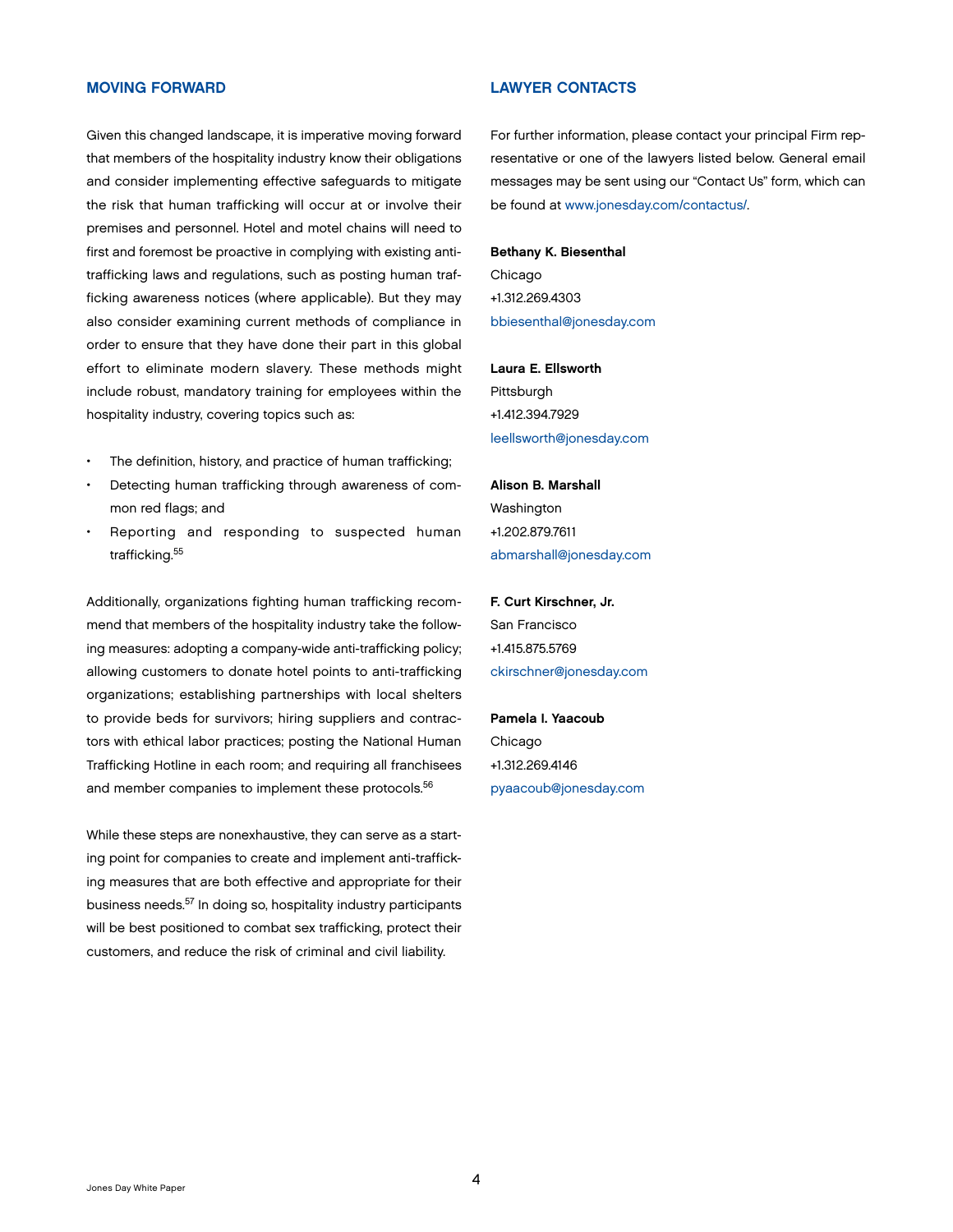## MOVING FORWARD

Given this changed landscape, it is imperative moving forward that members of the hospitality industry know their obligations and consider implementing effective safeguards to mitigate the risk that human trafficking will occur at or involve their premises and personnel. Hotel and motel chains will need to first and foremost be proactive in complying with existing anti-trafficking laws and regulations, such as posting human trafficking awareness notices (where applicable). But they may also consider examining current methods of compliance in order to ensure that they have done their part in this global effort to eliminate modern slavery. These methods might include robust, mandatory training for employees within the hospitality industry, covering topics such as:

- The definition, history, and practice of human trafficking;
- Detecting human trafficking through awareness of common red flags; and
- Reporting and responding to suspected human trafficking.[55]

Additionally, organizations fighting human trafficking recommend that members of the hospitality industry take the following measures: adopting a company-wide anti-trafficking policy; allowing customers to donate hotel points to anti-trafficking organizations; establishing partnerships with local shelters to provide beds for survivors; hiring suppliers and contractors with ethical labor practices; posting the National Human Trafficking Hotline in each room; and requiring all franchisees and member companies to implement these protocols.[56]

While these steps are nonexhaustive, they can serve as a starting point for companies to create and implement anti-trafficking measures that are both effective and appropriate for their business needs.[57] In doing so, hospitality industry participants will be best positioned to combat sex trafficking, protect their customers, and reduce the risk of criminal and civil liability.

## LAWYER CONTACTS

For further information, please contact your principal Firm representative or one of the lawyers listed below. General email messages may be sent using our "Contact Us" form, which can be found at www.jonesday.com/contactus/.

**Bethany K. Biesenthal**
Chicago
+1.312.269.4303
bbiesenthal@jonesday.com

**Laura E. Ellsworth**
Pittsburgh
+1.412.394.7929
leellsworth@jonesday.com

**Alison B. Marshall**
Washington
+1.202.879.7611
abmarshall@jonesday.com

**F. Curt Kirschner, Jr.**
San Francisco
+1.415.875.5769
ckirschner@jonesday.com

**Pamela I. Yaacoub**
Chicago
+1.312.269.4146
pyaacoub@jonesday.com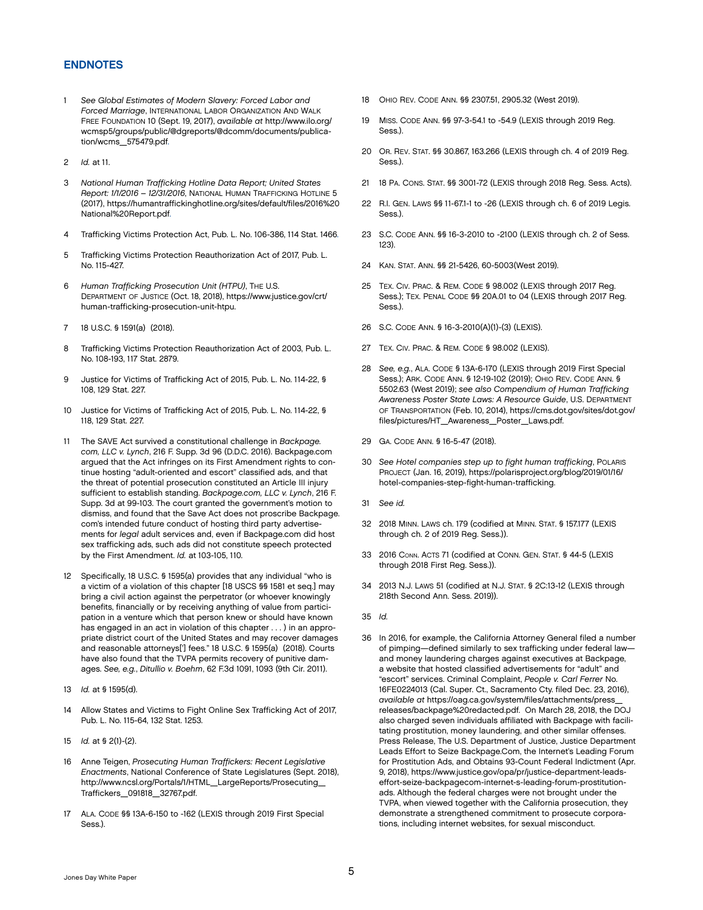## ENDNOTES

1 *See Global Estimates of Modern Slavery: Forced Labor and Forced Marriage*, International Labor Organization And Walk Free Foundation 10 (Sept. 19, 2017), *available at* http://www.ilo.org/wcmsp5/groups/public/@dgreports/@dcomm/documents/publication/wcms__575479.pdf.

2 *Id.* at 11.

3 *National Human Trafficking Hotline Data Report; United States Report: 1/1/2016 – 12/31/2016*, National Human Trafficking Hotline 5 (2017), https://humantraffickinghotline.org/sites/default/files/2016%20National%20Report.pdf.

4 Trafficking Victims Protection Act, Pub. L. No. 106-386, 114 Stat. 1466.

5 Trafficking Victims Protection Reauthorization Act of 2017, Pub. L. No. 115-427.

6 *Human Trafficking Prosecution Unit (HTPU)*, The U.S. Department of Justice (Oct. 18, 2018), https://www.justice.gov/crt/human-trafficking-prosecution-unit-htpu.

7 18 U.S.C. § 1591(a) (2018).

8 Trafficking Victims Protection Reauthorization Act of 2003, Pub. L. No. 108-193, 117 Stat. 2879.

9 Justice for Victims of Trafficking Act of 2015, Pub. L. No. 114-22, § 108, 129 Stat. 227.

10 Justice for Victims of Trafficking Act of 2015, Pub. L. No. 114-22, § 118, 129 Stat. 227.

11 The SAVE Act survived a constitutional challenge in *Backpage.com, LLC v. Lynch*, 216 F. Supp. 3d 96 (D.D.C. 2016). Backpage.com argued that the Act infringes on its First Amendment rights to continue hosting "adult-oriented and escort" classified ads, and that the threat of potential prosecution constituted an Article III injury sufficient to establish standing. *Backpage.com, LLC v. Lynch*, 216 F. Supp. 3d at 99-103. The court granted the government's motion to dismiss, and found that the Save Act does not proscribe Backpage.com's intended future conduct of hosting third party advertisements for *legal* adult services and, even if Backpage.com did host sex trafficking ads, such ads did not constitute speech protected by the First Amendment. *Id.* at 103-105, 110.

12 Specifically, 18 U.S.C. § 1595(a) provides that any individual "who is a victim of a violation of this chapter [18 USCS §§ 1581 et seq.] may bring a civil action against the perpetrator (or whoever knowingly benefits, financially or by receiving anything of value from participation in a venture which that person knew or should have known has engaged in an act in violation of this chapter . . . ) in an appropriate district court of the United States and may recover damages and reasonable attorneys['] fees." 18 U.S.C. § 1595(a) (2018). Courts have also found that the TVPA permits recovery of punitive damages. *See, e.g.*, *Ditullio v. Boehm*, 62 F.3d 1091, 1093 (9th Cir. 2011).

13 *Id.* at § 1595(d).

14 Allow States and Victims to Fight Online Sex Trafficking Act of 2017, Pub. L. No. 115-64, 132 Stat. 1253.

15 *Id.* at § 2(1)-(2).

16 Anne Teigen, *Prosecuting Human Traffickers: Recent Legislative Enactments*, National Conference of State Legislatures (Sept. 2018), http://www.ncsl.org/Portals/1/HTML__LargeReports/Prosecuting__Traffickers__091818__32767.pdf.

17 Ala. Code §§ 13A-6-150 to -162 (LEXIS through 2019 First Special Sess.).

18 Ohio Rev. Code Ann. §§ 2307.51, 2905.32 (West 2019).

19 Miss. Code Ann. §§ 97-3-54.1 to -54.9 (LEXIS through 2019 Reg. Sess.).

20 Or. Rev. Stat. §§ 30.867, 163.266 (LEXIS through ch. 4 of 2019 Reg. Sess.).

21 18 Pa. Cons. Stat. §§ 3001-72 (LEXIS through 2018 Reg. Sess. Acts).

22 R.I. Gen. Laws §§ 11-67.1-1 to -26 (LEXIS through ch. 6 of 2019 Legis. Sess.).

23 S.C. Code Ann. §§ 16-3-2010 to -2100 (LEXIS through ch. 2 of Sess. 123).

24 Kan. Stat. Ann. §§ 21-5426, 60-5003(West 2019).

25 Tex. Civ. Prac. & Rem. Code § 98.002 (LEXIS through 2017 Reg. Sess.); Tex. Penal Code §§ 20A.01 to 04 (LEXIS through 2017 Reg. Sess.).

26 S.C. Code Ann. § 16-3-2010(A)(1)-(3) (LEXIS).

27 Tex. Civ. Prac. & Rem. Code § 98.002 (LEXIS).

28 *See, e.g.*, Ala. Code § 13A-6-170 (LEXIS through 2019 First Special Sess.); Ark. Code Ann. § 12-19-102 (2019); Ohio Rev. Code Ann. § 5502.63 (West 2019); *see also Compendium of Human Trafficking Awareness Poster State Laws: A Resource Guide*, U.S. Department of Transportation (Feb. 10, 2014), https://cms.dot.gov/sites/dot.gov/files/pictures/HT__Awareness__Poster__Laws.pdf.

29 Ga. Code Ann. § 16-5-47 (2018).

30 *See Hotel companies step up to fight human trafficking*, Polaris Project (Jan. 16, 2019), https://polarisproject.org/blog/2019/01/16/hotel-companies-step-fight-human-trafficking.

31 *See id.*

32 2018 Minn. Laws ch. 179 (codified at Minn. Stat. § 157.177 (LEXIS through ch. 2 of 2019 Reg. Sess.)).

33 2016 Conn. Acts 71 (codified at Conn. Gen. Stat. § 44-5 (LEXIS through 2018 First Reg. Sess.)).

34 2013 N.J. Laws 51 (codified at N.J. Stat. § 2C:13-12 (LEXIS through 218th Second Ann. Sess. 2019)).

35 *Id.*

36 In 2016, for example, the California Attorney General filed a number of pimping—defined similarly to sex trafficking under federal law—and money laundering charges against executives at Backpage, a website that hosted classified advertisements for "adult" and "escort" services. Criminal Complaint, *People v. Carl Ferrer* No. 16FE0224013 (Cal. Super. Ct., Sacramento Cty. filed Dec. 23, 2016), *available at* https://oag.ca.gov/system/files/attachments/press__releases/backpage%20redacted.pdf. On March 28, 2018, the DOJ also charged seven individuals affiliated with Backpage with facilitating prostitution, money laundering, and other similar offenses. Press Release, The U.S. Department of Justice, Justice Department Leads Effort to Seize Backpage.Com, the Internet's Leading Forum for Prostitution Ads, and Obtains 93-Count Federal Indictment (Apr. 9, 2018), https://www.justice.gov/opa/pr/justice-department-leads-effort-seize-backpagecom-internet-s-leading-forum-prostitution-ads. Although the federal charges were not brought under the TVPA, when viewed together with the California prosecution, they demonstrate a strengthened commitment to prosecute corporations, including internet websites, for sexual misconduct.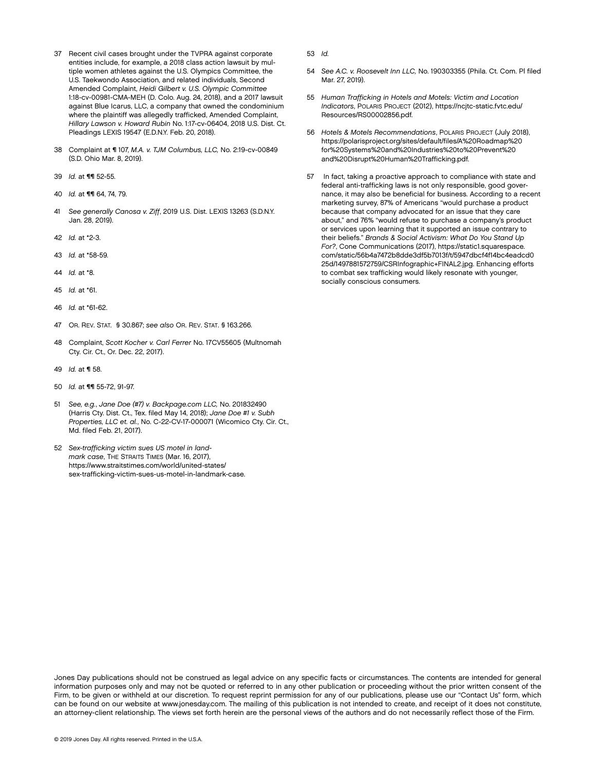37 Recent civil cases brought under the TVPRA against corporate entities include, for example, a 2018 class action lawsuit by multiple women athletes against the U.S. Olympics Committee, the U.S. Taekwondo Association, and related individuals, Second Amended Complaint, *Heidi Gilbert v. U.S. Olympic Committee* 1:18-cv-00981-CMA-MEH (D. Colo. Aug. 24, 2018), and a 2017 lawsuit against Blue Icarus, LLC, a company that owned the condominium where the plaintiff was allegedly trafficked, Amended Complaint, *Hillary Lawson v. Howard Rubin* No. 1:17-cv-06404, 2018 U.S. Dist. Ct. Pleadings LEXIS 19547 (E.D.N.Y. Feb. 20, 2018).

38 Complaint at ¶ 107, *M.A. v. TJM Columbus, LLC,* No. 2:19-cv-00849 (S.D. Ohio Mar. 8, 2019).

39 *Id.* at ¶¶ 52-55.

40 *Id.* at ¶¶ 64, 74, 79.

41 *See generally Canosa v. Ziff*, 2019 U.S. Dist. LEXIS 13263 (S.D.N.Y. Jan. 28, 2019).

42 *Id.* at *2-3.

43 *Id.* at *58-59.

44 *Id.* at *8.

45 *Id.* at *61.

46 *Id.* at *61-62.

47 Or. Rev. Stat. § 30.867; *see also* Or. Rev. Stat. § 163.266.

48 Complaint, *Scott Kocher v. Carl Ferrer* No. 17CV55605 (Multnomah Cty. Cir. Ct., Or. Dec. 22, 2017).

49 *Id.* at ¶ 58.

50 *Id.* at ¶¶ 55-72, 91-97.

51 *See, e.g.*, *Jane Doe (#7) v. Backpage.com LLC,* No. 201832490 (Harris Cty. Dist. Ct., Tex. filed May 14, 2018); *Jane Doe #1 v. Subh Properties, LLC et. al.*, No. C-22-CV-17-000071 (Wicomico Cty. Cir. Ct., Md. filed Feb. 21, 2017).

52 *Sex-trafficking victim sues US motel in landmark case*, The Straits Times (Mar. 16, 2017), https://www.straitstimes.com/world/united-states/sex-trafficking-victim-sues-us-motel-in-landmark-case.

53 *Id.*

54 *See A.C. v. Roosevelt Inn LLC,* No. 190303355 (Phila. Ct. Com. Pl filed Mar. 27, 2019).

55 *Human Trafficking in Hotels and Motels: Victim and Location Indicators*, Polaris Project (2012), https://ncjtc-static.fvtc.edu/Resources/RS00002856.pdf.

56 *Hotels & Motels Recommendations*, Polaris Project (July 2018), https://polarisproject.org/sites/default/files/A%20Roadmap%20for%20Systems%20and%20Industries%20to%20Prevent%20and%20Disrupt%20Human%20Trafficking.pdf.

57 In fact, taking a proactive approach to compliance with state and federal anti-trafficking laws is not only responsible, good governance, it may also be beneficial for business. According to a recent marketing survey, 87% of Americans "would purchase a product because that company advocated for an issue that they care about," and 76% "would refuse to purchase a company's product or services upon learning that it supported an issue contrary to their beliefs." *Brands & Social Activism: What Do You Stand Up For?*, Cone Communications (2017), https://static1.squarespace.com/static/56b4a7472b8dde3df5b7013f/t/5947dbcf4f14bc4eadcd025d/1497881572759/CSRInfographic+FINAL2.jpg. Enhancing efforts to combat sex trafficking would likely resonate with younger, socially conscious consumers.

Jones Day publications should not be construed as legal advice on any specific facts or circumstances. The contents are intended for general information purposes only and may not be quoted or referred to in any other publication or proceeding without the prior written consent of the Firm, to be given or withheld at our discretion. To request reprint permission for any of our publications, please use our "Contact Us" form, which can be found on our website at www.jonesday.com. The mailing of this publication is not intended to create, and receipt of it does not constitute, an attorney-client relationship. The views set forth herein are the personal views of the authors and do not necessarily reflect those of the Firm.

© 2019 Jones Day. All rights reserved. Printed in the U.S.A.